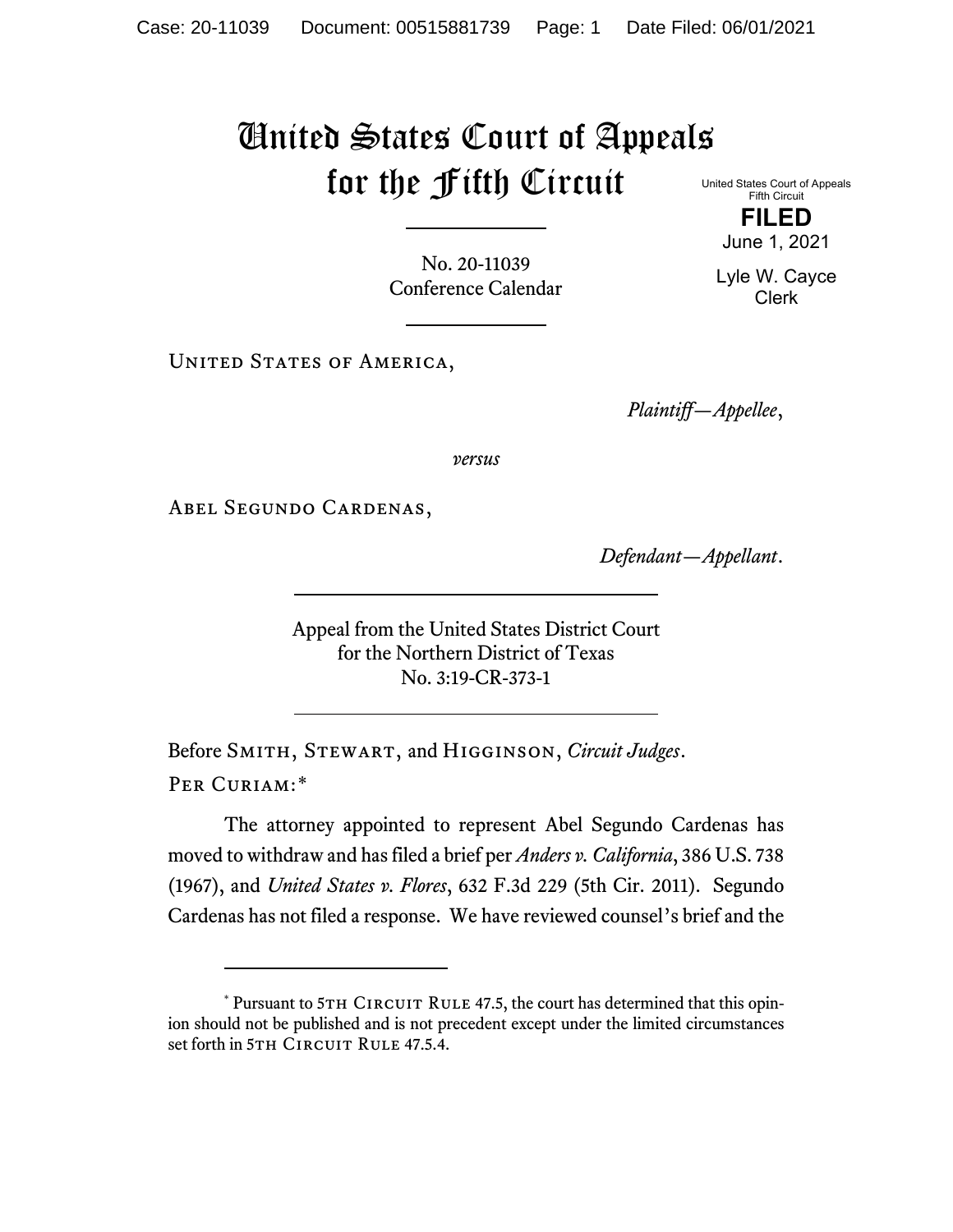# United States Court of Appeals for the Fifth Circuit

United States Court of Appeals
Fifth Circuit

**FILED**

June 1, 2021

Lyle W. Cayce
Clerk

No. 20-11039
Conference Calendar

United States of America,

*Plaintiff—Appellee*,

*versus*

Abel Segundo Cardenas,

*Defendant—Appellant*.

Appeal from the United States District Court
for the Northern District of Texas
No. 3:19-CR-373-1

Before Smith, Stewart, and Higginson, *Circuit Judges*.

Per Curiam:*

The attorney appointed to represent Abel Segundo Cardenas has moved to withdraw and has filed a brief per *Anders v. California*, 386 U.S. 738 (1967), and *United States v. Flores*, 632 F.3d 229 (5th Cir. 2011). Segundo Cardenas has not filed a response. We have reviewed counsel's brief and the

---

\* Pursuant to 5th Circuit Rule 47.5, the court has determined that this opinion should not be published and is not precedent except under the limited circumstances set forth in 5th Circuit Rule 47.5.4.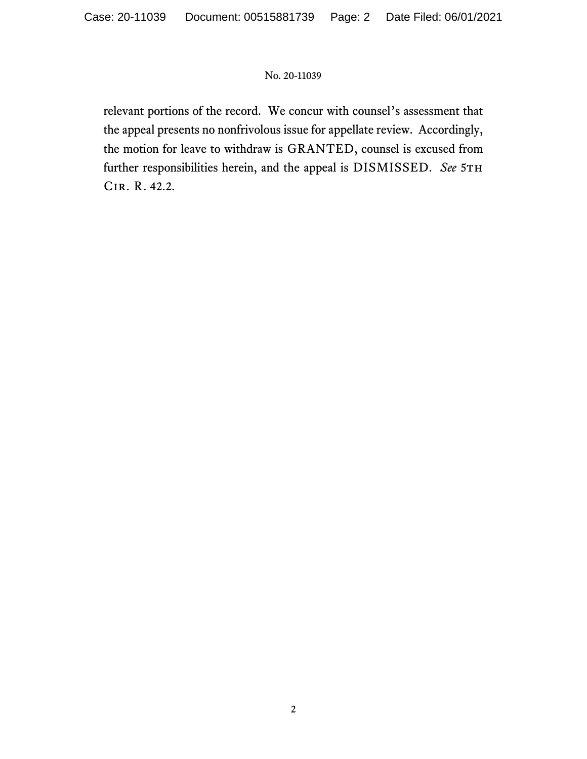relevant portions of the record. We concur with counsel's assessment that the appeal presents no nonfrivolous issue for appellate review. Accordingly, the motion for leave to withdraw is GRANTED, counsel is excused from further responsibilities herein, and the appeal is DISMISSED. *See* 5TH CIR. R. 42.2.